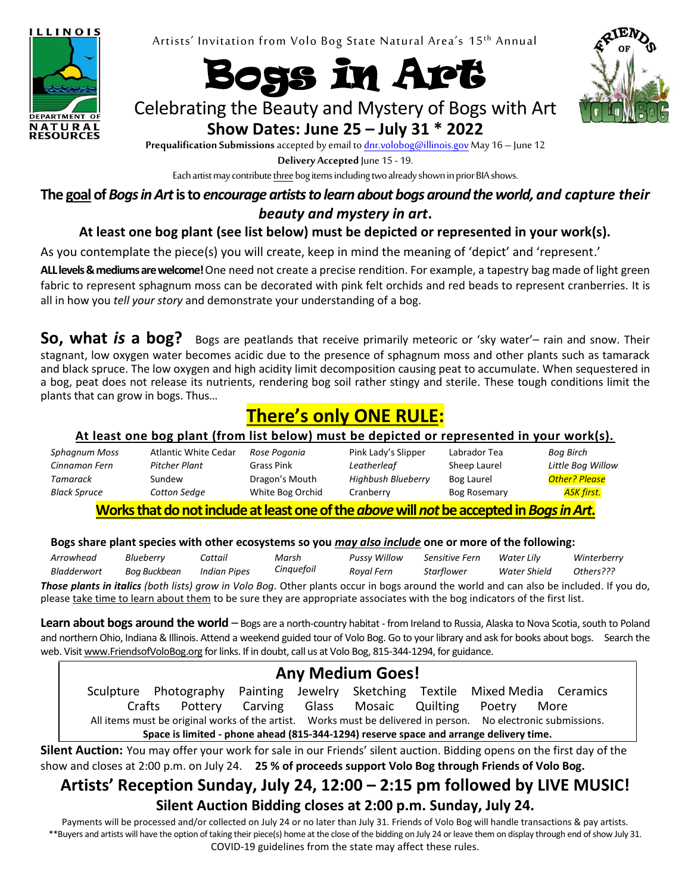Artists' Invitation from Volo Bog State Natural Area's 15th Annual

# Bogs in Art

## Celebrating the Beauty and Mystery of Bogs with Art

### Show Dates: June 25 – July 31 * 2022

**Prequalification Submissions** accepted by email to dnr.volobog@illinois.gov May 16 – June 12

**Delivery Accepted** June 15 - 19.

Each artist may contribute three bog items including two already shown in prior BIA shows.

### The goal of *Bogs in Art* is to *encourage artists to learn about bogs around the world, and capture their beauty and mystery in art*.

**At least one bog plant (see list below) must be depicted or represented in your work(s).**

As you contemplate the piece(s) you will create, keep in mind the meaning of 'depict' and 'represent.'

**ALL levels & mediums are welcome!** One need not create a precise rendition. For example, a tapestry bag made of light green fabric to represent sphagnum moss can be decorated with pink felt orchids and red beads to represent cranberries. It is all in how you *tell your story* and demonstrate your understanding of a bog.

**So, what *is* a bog?** Bogs are peatlands that receive primarily meteoric or 'sky water'– rain and snow. Their stagnant, low oxygen water becomes acidic due to the presence of sphagnum moss and other plants such as tamarack and black spruce. The low oxygen and high acidity limit decomposition causing peat to accumulate. When sequestered in a bog, peat does not release its nutrients, rendering bog soil rather stingy and sterile. These tough conditions limit the plants that can grow in bogs. Thus…

## There's only ONE RULE:

**At least one bog plant (from list below) must be depicted or represented in your work(s).**

| | | | | | |
|---|---|---|---|---|---|
| *Sphagnum Moss* | Atlantic White Cedar | *Rose Pogonia* | Pink Lady's Slipper | Labrador Tea | *Bog Birch* |
| *Cinnamon Fern* | *Pitcher Plant* | Grass Pink | *Leatherleaf* | Sheep Laurel | *Little Bog Willow* |
| *Tamarack* | Sundew | Dragon's Mouth | *Highbush Blueberry* | Bog Laurel | *Other? Please* |
| *Black Spruce* | *Cotton Sedge* | White Bog Orchid | Cranberry | Bog Rosemary | *ASK first.* |

**Works that do not include at least one of the *above* will *not* be accepted in *Bogs in Art*.**

**Bogs share plant species with other ecosystems so you *may also include* one or more of the following:**

| | | | | | | | |
|---|---|---|---|---|---|---|---|
| *Arrowhead* | *Blueberry* | *Cattail* | *Marsh* | *Pussy Willow* | *Sensitive Fern* | *Water Lily* | *Winterberry* |
| *Bladderwort* | *Bog Buckbean* | *Indian Pipes* | *Cinquefoil* | *Royal Fern* | *Starflower* | *Water Shield* | *Others???* |

***Those plants in italics*** *(both lists) grow in Volo Bog*. Other plants occur in bogs around the world and can also be included. If you do, please take time to learn about them to be sure they are appropriate associates with the bog indicators of the first list.

**Learn about bogs around the world** – Bogs are a north-country habitat - from Ireland to Russia, Alaska to Nova Scotia, south to Poland and northern Ohio, Indiana & Illinois. Attend a weekend guided tour of Volo Bog. Go to your library and ask for books about bogs. Search the web. Visit www.FriendsofVoloBog.org for links. If in doubt, call us at Volo Bog, 815-344-1294, for guidance.

## Any Medium Goes!

Sculpture Photography Painting Jewelry Sketching Textile Mixed Media Ceramics Crafts Pottery Carving Glass Mosaic Quilting Poetry More

All items must be original works of the artist. Works must be delivered in person. No electronic submissions.

**Space is limited - phone ahead (815-344-1294) reserve space and arrange delivery time.**

**Silent Auction:** You may offer your work for sale in our Friends' silent auction. Bidding opens on the first day of the show and closes at 2:00 p.m. on July 24. **25 % of proceeds support Volo Bog through Friends of Volo Bog.**

## Artists' Reception Sunday, July 24, 12:00 – 2:15 pm followed by LIVE MUSIC!

### Silent Auction Bidding closes at 2:00 p.m. Sunday, July 24.

Payments will be processed and/or collected on July 24 or no later than July 31. Friends of Volo Bog will handle transactions & pay artists.

**Buyers and artists will have the option of taking their piece(s) home at the close of the bidding on July 24 or leave them on display through end of show July 31.

COVID-19 guidelines from the state may affect these rules.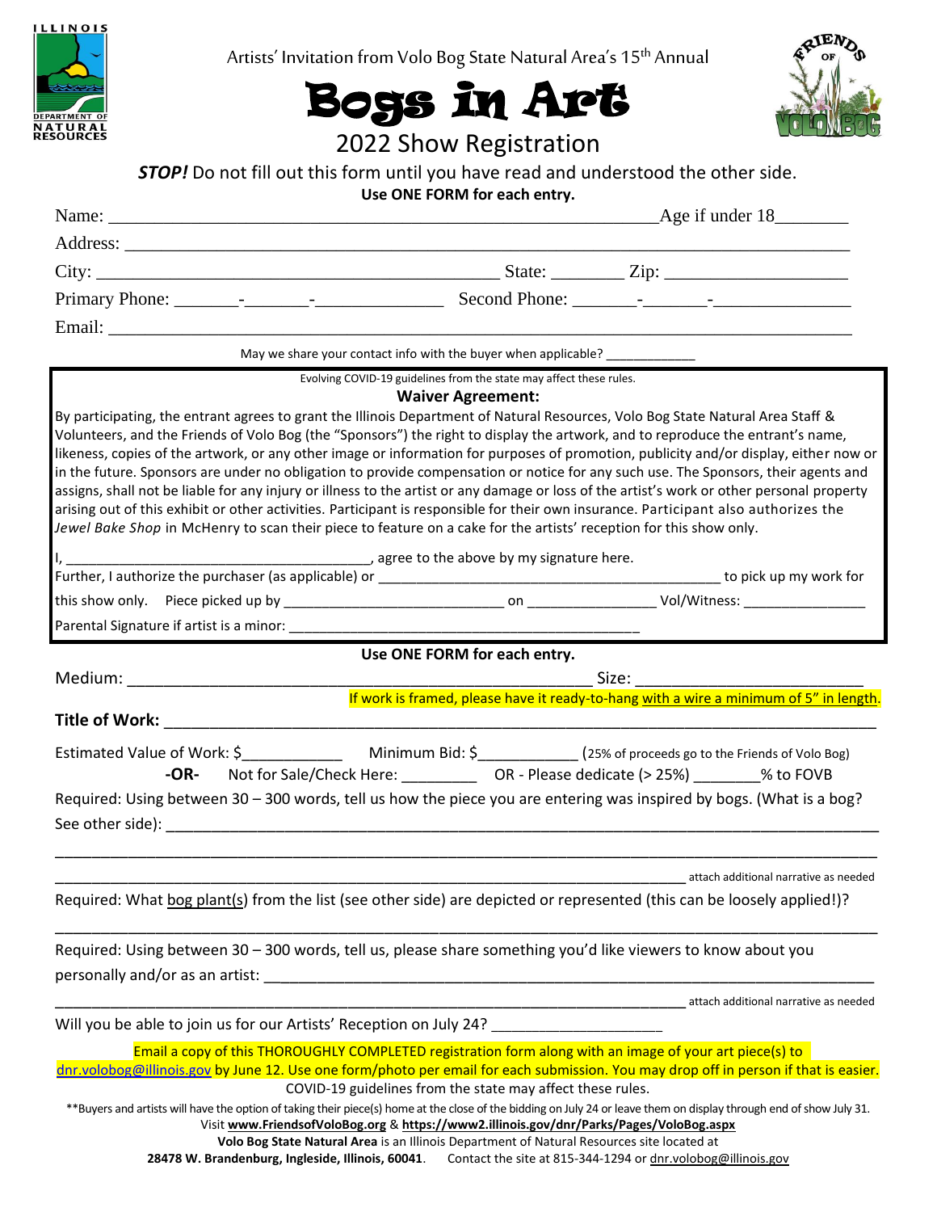Artists' Invitation from Volo Bog State Natural Area's 15th Annual

# Bogs in Art

## 2022 Show Registration

***STOP!*** Do not fill out this form until you have read and understood the other side.

**Use ONE FORM for each entry.**

Name: ______________________________________________ Age if under 18________

Address: ______________________________________________________________

City: __________________________________ State: ________ Zip: ___________________

Primary Phone: _______-_______-______________ Second Phone: _______-_______-_______________

Email: ________________________________________________________________

May we share your contact info with the buyer when applicable? ____________

Evolving COVID-19 guidelines from the state may affect these rules.

**Waiver Agreement:**

By participating, the entrant agrees to grant the Illinois Department of Natural Resources, Volo Bog State Natural Area Staff & Volunteers, and the Friends of Volo Bog (the "Sponsors") the right to display the artwork, and to reproduce the entrant's name, likeness, copies of the artwork, or any other image or information for purposes of promotion, publicity and/or display, either now or in the future. Sponsors are under no obligation to provide compensation or notice for any such use. The Sponsors, their agents and assigns, shall not be liable for any injury or illness to the artist or any damage or loss of the artist's work or other personal property arising out of this exhibit or other activities. Participant is responsible for their own insurance. Participant also authorizes the *Jewel Bake Shop* in McHenry to scan their piece to feature on a cake for the artists' reception for this show only.

I, _______________________________________, agree to the above by my signature here.

Further, I authorize the purchaser (as applicable) or ___________________________________________ to pick up my work for this show only. Piece picked up by ____________________________ on ________________ Vol/Witness: _______________

Parental Signature if artist is a minor: ______________________________________________

**Use ONE FORM for each entry.**

Medium: ____________________________________________________ Size: _________________________

If work is framed, please have it ready-to-hang with a wire a minimum of 5" in length.

**Title of Work:** ______________________________________________________________

Estimated Value of Work: $____________ Minimum Bid: $____________ (25% of proceeds go to the Friends of Volo Bog)

**-OR-** Not for Sale/Check Here: _________ OR - Please dedicate (> 25%) ________% to FOVB

Required: Using between 30 – 300 words, tell us how the piece you are entering was inspired by bogs. (What is a bog? See other side): ______________________________________________________________

______________________________________________________________

______________________________________________________________ attach additional narrative as needed

Required: What bog plant(s) from the list (see other side) are depicted or represented (this can be loosely applied!)?

______________________________________________________________

Required: Using between 30 – 300 words, tell us, please share something you'd like viewers to know about you personally and/or as an artist: ______________________________________________________________

______________________________________________________________ attach additional narrative as needed

Will you be able to join us for our Artists' Reception on July 24? ____________________

Email a copy of this THOROUGHLY COMPLETED registration form along with an image of your art piece(s) to dnr.volobog@illinois.gov by June 12. Use one form/photo per email for each submission. You may drop off in person if that is easier.

COVID-19 guidelines from the state may affect these rules.

**Buyers and artists will have the option of taking their piece(s) home at the close of the bidding on July 24 or leave them on display through end of show July 31.

Visit **www.FriendsofVoloBog.org** & **https://www2.illinois.gov/dnr/Parks/Pages/VoloBog.aspx**

**Volo Bog State Natural Area** is an Illinois Department of Natural Resources site located at **28478 W. Brandenburg, Ingleside, Illinois, 60041**. Contact the site at 815-344-1294 or dnr.volobog@illinois.gov